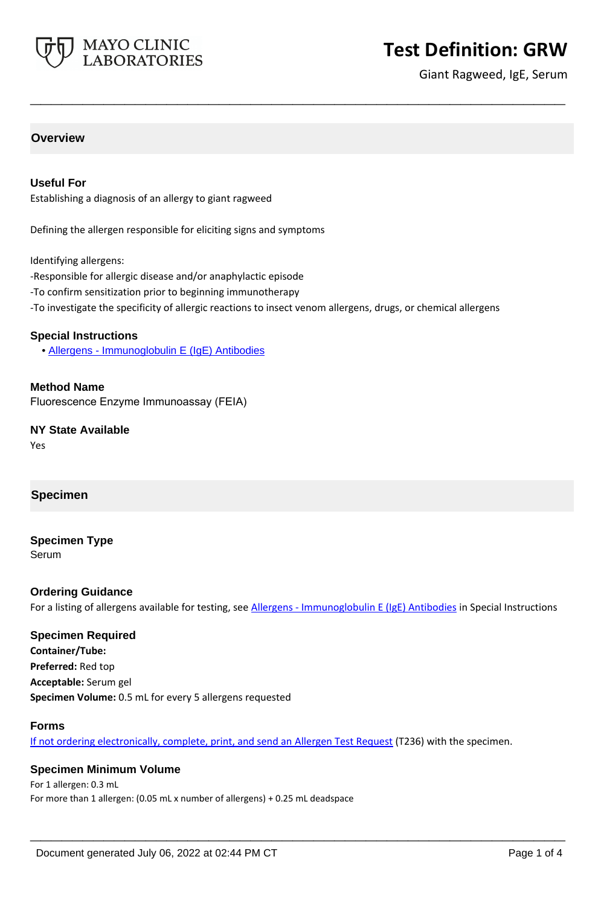# Test Definition: GRW

Giant Ragweed, IgE, Serum

## Overview

### Useful For

Establishing a diagnosis of an allergy to giant ragweed

Defining the allergen responsible for eliciting signs and symptoms

Identifying allergens:

-Responsible for allergic disease and/or anaphylactic episode

-To confirm sensitization prior to beginning immunotherapy

-To investigate the specificity of allergic reactions to insect venom allergens, drugs, or chemical allergens

### Special Instructions

- Allergens - Immunoglobulin E (IgE) Antibodies

### Method Name

Fluorescence Enzyme Immunoassay (FEIA)

### NY State Available

Yes

## Specimen

### Specimen Type

Serum

### Ordering Guidance

For a listing of allergens available for testing, see Allergens - Immunoglobulin E (IgE) Antibodies in Special Instructions

### Specimen Required

**Container/Tube:**

**Preferred:** Red top

**Acceptable:** Serum gel

**Specimen Volume:** 0.5 mL for every 5 allergens requested

### Forms

If not ordering electronically, complete, print, and send an Allergen Test Request (T236) with the specimen.

### Specimen Minimum Volume

For 1 allergen: 0.3 mL

For more than 1 allergen: (0.05 mL x number of allergens) + 0.25 mL deadspace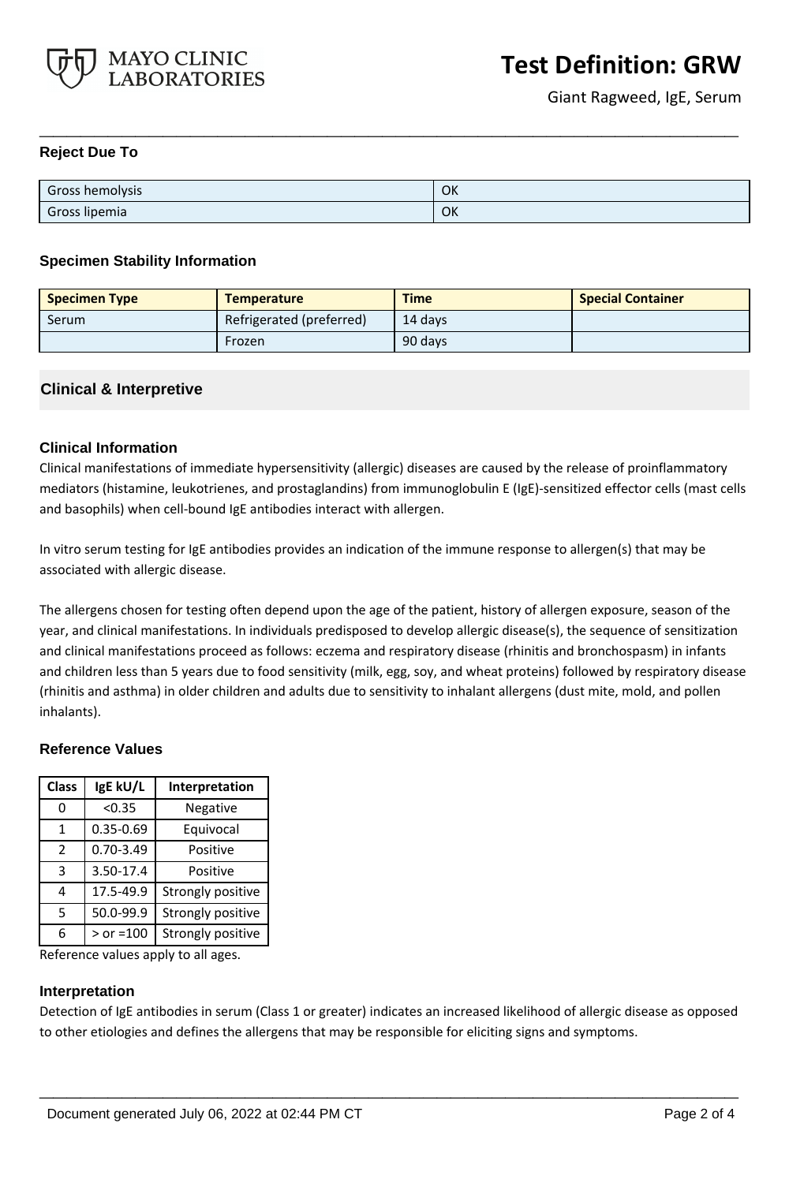## Reject Due To

| | |
|---|---|
| Gross hemolysis | OK |
| Gross lipemia | OK |

## Specimen Stability Information

| Specimen Type | Temperature | Time | Special Container |
|---|---|---|---|
| Serum | Refrigerated (preferred) | 14 days | |
| | Frozen | 90 days | |

# Clinical & Interpretive

## Clinical Information

Clinical manifestations of immediate hypersensitivity (allergic) diseases are caused by the release of proinflammatory mediators (histamine, leukotrienes, and prostaglandins) from immunoglobulin E (IgE)-sensitized effector cells (mast cells and basophils) when cell-bound IgE antibodies interact with allergen.

In vitro serum testing for IgE antibodies provides an indication of the immune response to allergen(s) that may be associated with allergic disease.

The allergens chosen for testing often depend upon the age of the patient, history of allergen exposure, season of the year, and clinical manifestations. In individuals predisposed to develop allergic disease(s), the sequence of sensitization and clinical manifestations proceed as follows: eczema and respiratory disease (rhinitis and bronchospasm) in infants and children less than 5 years due to food sensitivity (milk, egg, soy, and wheat proteins) followed by respiratory disease (rhinitis and asthma) in older children and adults due to sensitivity to inhalant allergens (dust mite, mold, and pollen inhalants).

## Reference Values

| Class | IgE kU/L | Interpretation |
|---|---|---|
| 0 | <0.35 | Negative |
| 1 | 0.35-0.69 | Equivocal |
| 2 | 0.70-3.49 | Positive |
| 3 | 3.50-17.4 | Positive |
| 4 | 17.5-49.9 | Strongly positive |
| 5 | 50.0-99.9 | Strongly positive |
| 6 | > or =100 | Strongly positive |

Reference values apply to all ages.

## Interpretation

Detection of IgE antibodies in serum (Class 1 or greater) indicates an increased likelihood of allergic disease as opposed to other etiologies and defines the allergens that may be responsible for eliciting signs and symptoms.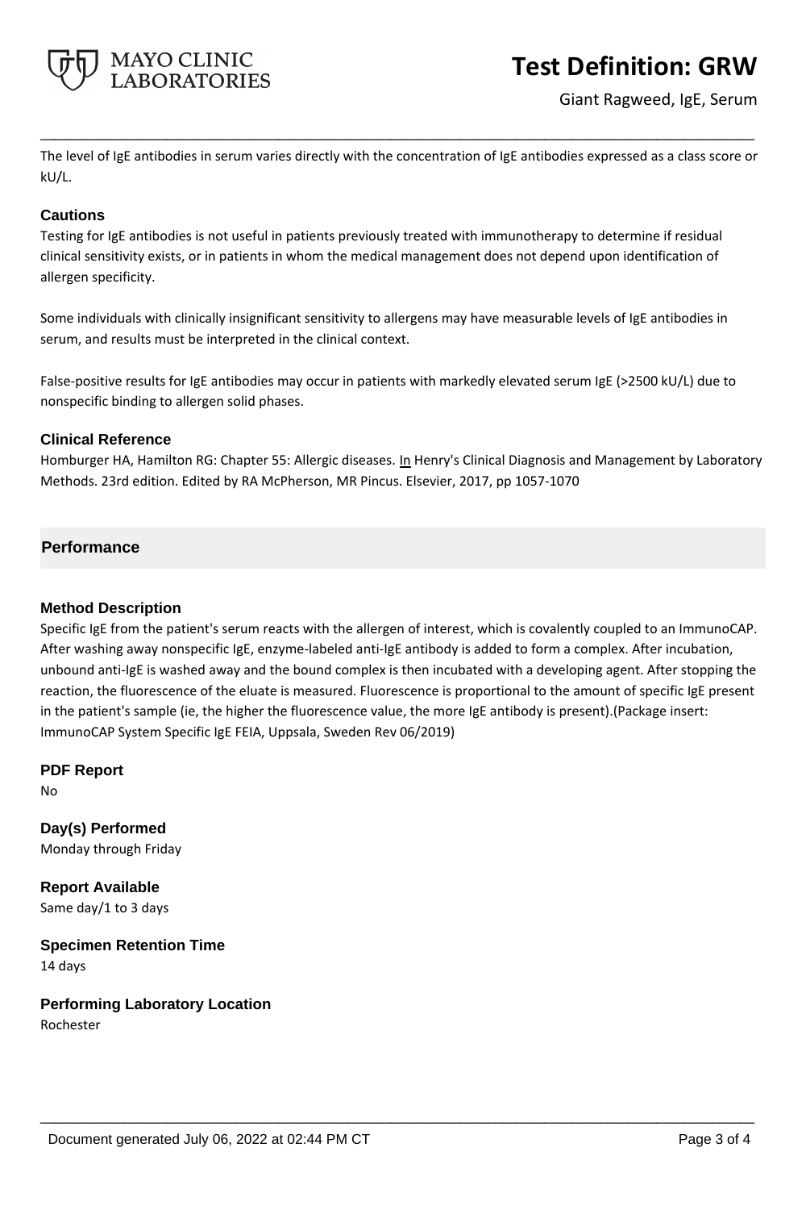The level of IgE antibodies in serum varies directly with the concentration of IgE antibodies expressed as a class score or kU/L.

### Cautions

Testing for IgE antibodies is not useful in patients previously treated with immunotherapy to determine if residual clinical sensitivity exists, or in patients in whom the medical management does not depend upon identification of allergen specificity.

Some individuals with clinically insignificant sensitivity to allergens may have measurable levels of IgE antibodies in serum, and results must be interpreted in the clinical context.

False-positive results for IgE antibodies may occur in patients with markedly elevated serum IgE (>2500 kU/L) due to nonspecific binding to allergen solid phases.

### Clinical Reference

Homburger HA, Hamilton RG: Chapter 55: Allergic diseases. In Henry's Clinical Diagnosis and Management by Laboratory Methods. 23rd edition. Edited by RA McPherson, MR Pincus. Elsevier, 2017, pp 1057-1070

## Performance

### Method Description

Specific IgE from the patient's serum reacts with the allergen of interest, which is covalently coupled to an ImmunoCAP. After washing away nonspecific IgE, enzyme-labeled anti-IgE antibody is added to form a complex. After incubation, unbound anti-IgE is washed away and the bound complex is then incubated with a developing agent. After stopping the reaction, the fluorescence of the eluate is measured. Fluorescence is proportional to the amount of specific IgE present in the patient's sample (ie, the higher the fluorescence value, the more IgE antibody is present).(Package insert: ImmunoCAP System Specific IgE FEIA, Uppsala, Sweden Rev 06/2019)

### PDF Report

No

### Day(s) Performed

Monday through Friday

### Report Available

Same day/1 to 3 days

### Specimen Retention Time

14 days

### Performing Laboratory Location

Rochester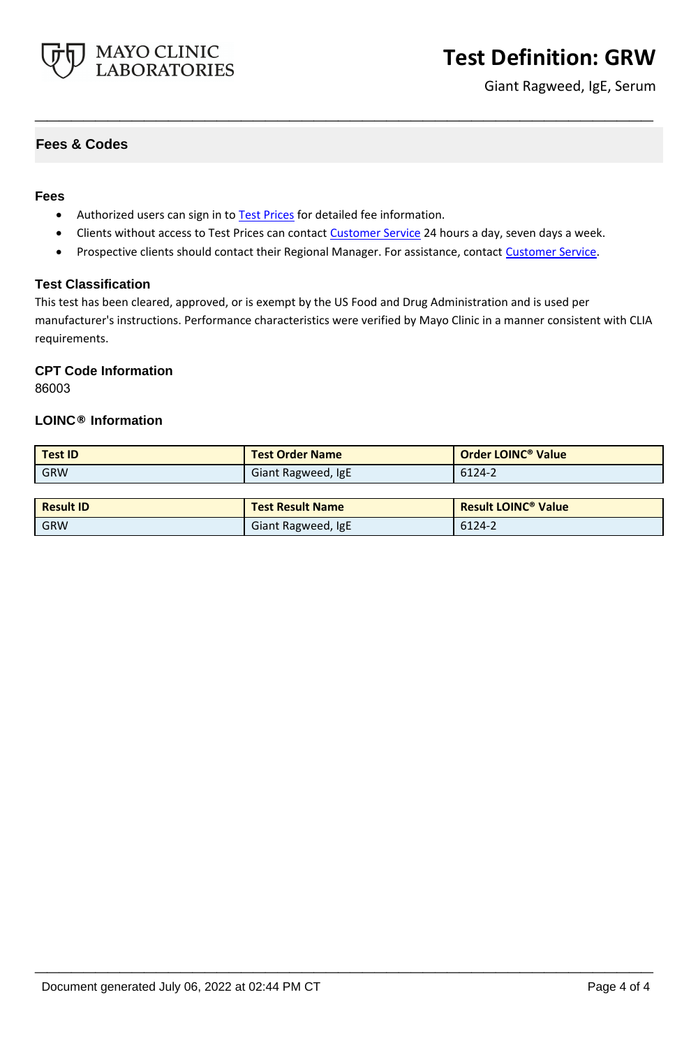## Fees & Codes

### Fees

- Authorized users can sign in to Test Prices for detailed fee information.
- Clients without access to Test Prices can contact Customer Service 24 hours a day, seven days a week.
- Prospective clients should contact their Regional Manager. For assistance, contact Customer Service.

### Test Classification

This test has been cleared, approved, or is exempt by the US Food and Drug Administration and is used per manufacturer's instructions. Performance characteristics were verified by Mayo Clinic in a manner consistent with CLIA requirements.

### CPT Code Information

86003

### LOINC® Information

| Test ID | Test Order Name | Order LOINC® Value |
|---|---|---|
| GRW | Giant Ragweed, IgE | 6124-2 |

| Result ID | Test Result Name | Result LOINC® Value |
|---|---|---|
| GRW | Giant Ragweed, IgE | 6124-2 |